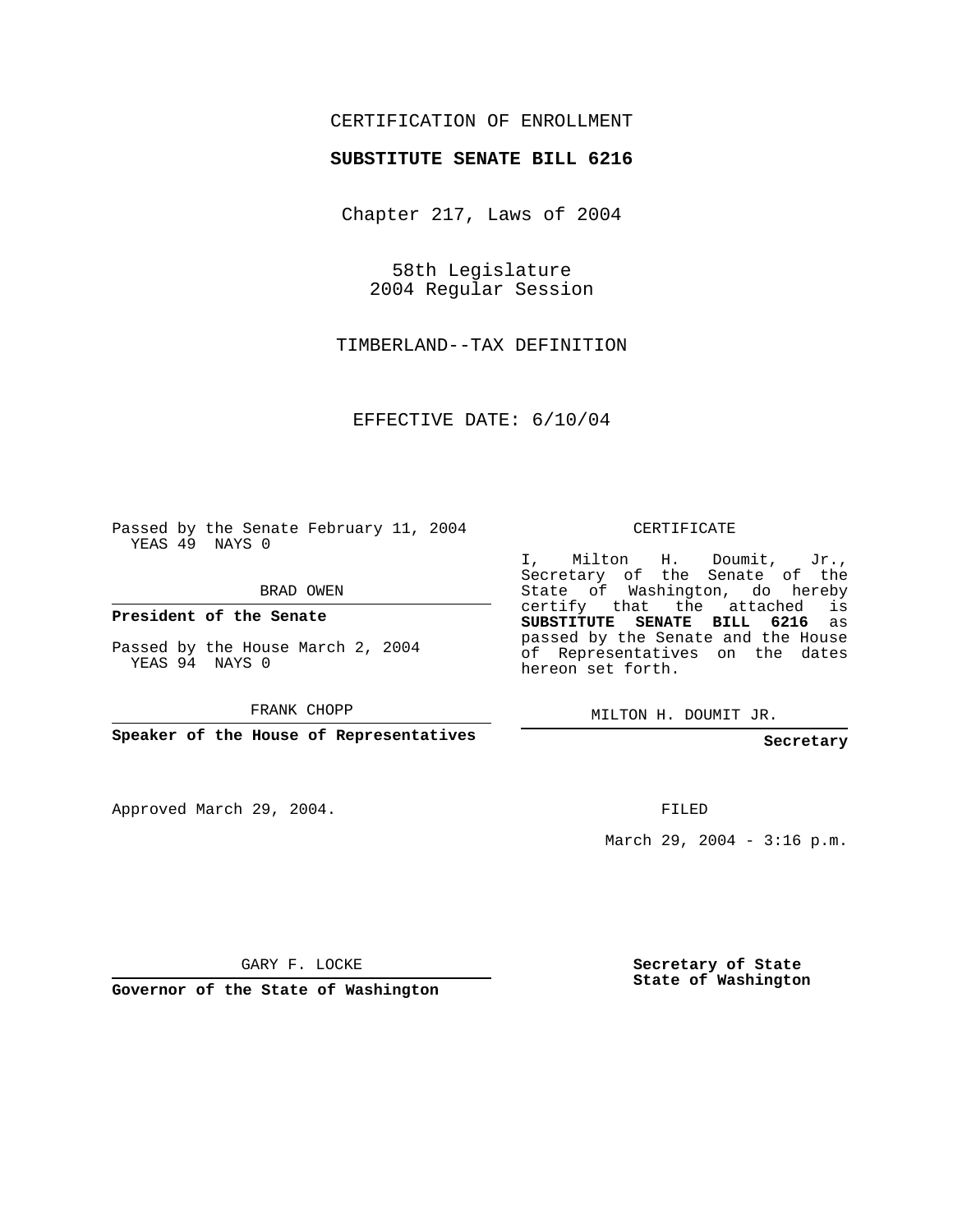CERTIFICATION OF ENROLLMENT

**SUBSTITUTE SENATE BILL 6216**

Chapter 217, Laws of 2004

58th Legislature
2004 Regular Session

TIMBERLAND--TAX DEFINITION

EFFECTIVE DATE: 6/10/04

Passed by the Senate February 11, 2004
YEAS 49 NAYS 0

BRAD OWEN

**President of the Senate**

Passed by the House March 2, 2004
YEAS 94 NAYS 0

FRANK CHOPP

**Speaker of the House of Representatives**

CERTIFICATE

I, Milton H. Doumit, Jr., Secretary of the Senate of the State of Washington, do hereby certify that the attached is **SUBSTITUTE SENATE BILL 6216** as passed by the Senate and the House of Representatives on the dates hereon set forth.

MILTON H. DOUMIT JR.

**Secretary**

Approved March 29, 2004.

FILED

March 29, 2004 - 3:16 p.m.

GARY F. LOCKE

**Governor of the State of Washington**

**Secretary of State**
**State of Washington**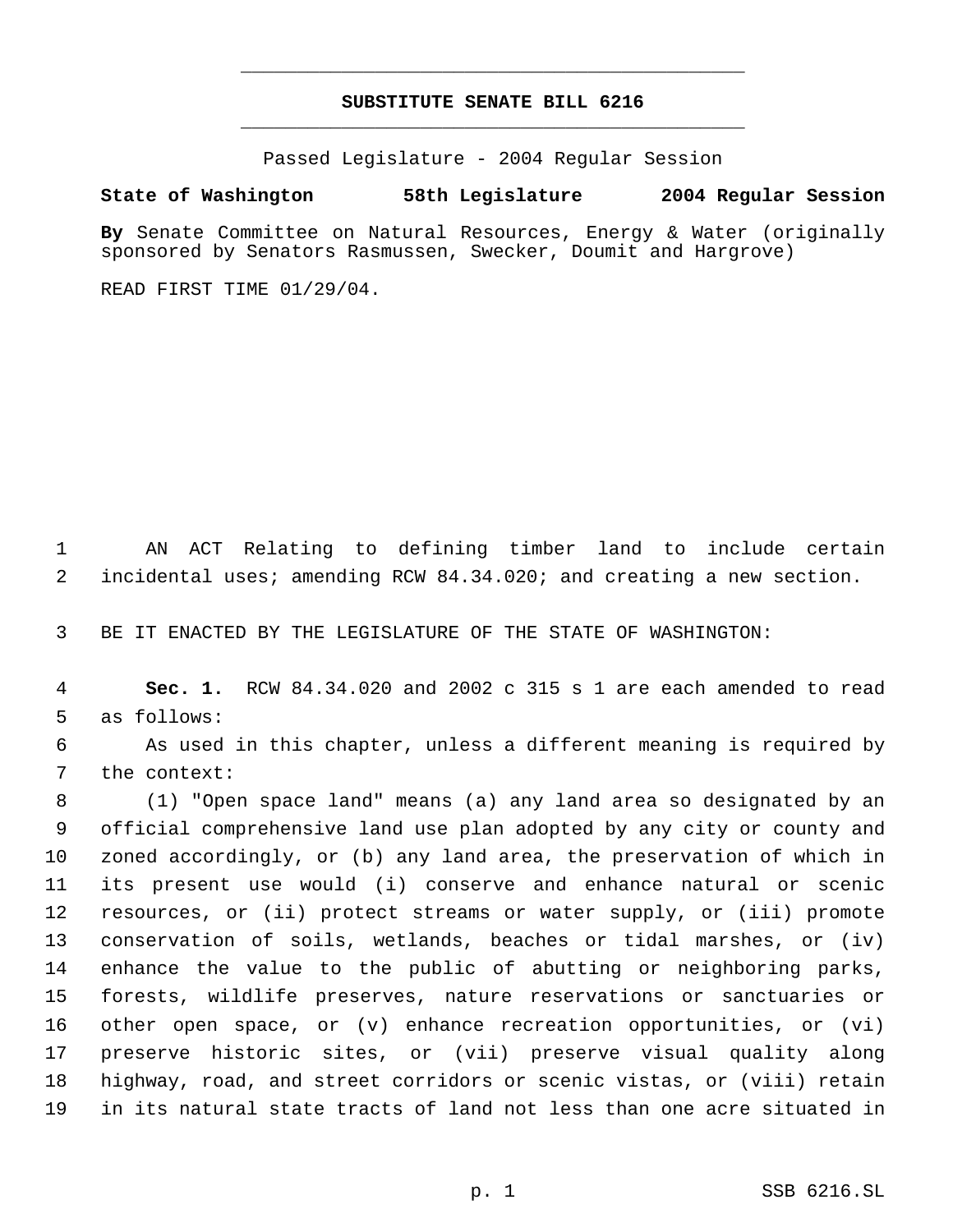# SUBSTITUTE SENATE BILL 6216

Passed Legislature - 2004 Regular Session

**State of Washington 58th Legislature 2004 Regular Session**

**By** Senate Committee on Natural Resources, Energy & Water (originally sponsored by Senators Rasmussen, Swecker, Doumit and Hargrove)

READ FIRST TIME 01/29/04.

AN ACT Relating to defining timber land to include certain incidental uses; amending RCW 84.34.020; and creating a new section.

BE IT ENACTED BY THE LEGISLATURE OF THE STATE OF WASHINGTON:

**Sec. 1.** RCW 84.34.020 and 2002 c 315 s 1 are each amended to read as follows:

As used in this chapter, unless a different meaning is required by the context:

(1) "Open space land" means (a) any land area so designated by an official comprehensive land use plan adopted by any city or county and zoned accordingly, or (b) any land area, the preservation of which in its present use would (i) conserve and enhance natural or scenic resources, or (ii) protect streams or water supply, or (iii) promote conservation of soils, wetlands, beaches or tidal marshes, or (iv) enhance the value to the public of abutting or neighboring parks, forests, wildlife preserves, nature reservations or sanctuaries or other open space, or (v) enhance recreation opportunities, or (vi) preserve historic sites, or (vii) preserve visual quality along highway, road, and street corridors or scenic vistas, or (viii) retain in its natural state tracts of land not less than one acre situated in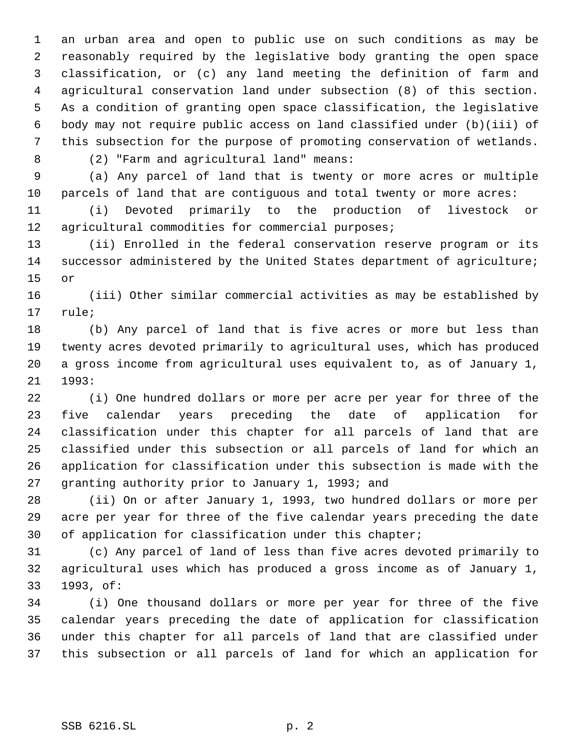an urban area and open to public use on such conditions as may be reasonably required by the legislative body granting the open space classification, or (c) any land meeting the definition of farm and agricultural conservation land under subsection (8) of this section. As a condition of granting open space classification, the legislative body may not require public access on land classified under (b)(iii) of this subsection for the purpose of promoting conservation of wetlands.

(2) "Farm and agricultural land" means:

(a) Any parcel of land that is twenty or more acres or multiple parcels of land that are contiguous and total twenty or more acres:

(i) Devoted primarily to the production of livestock or agricultural commodities for commercial purposes;

(ii) Enrolled in the federal conservation reserve program or its successor administered by the United States department of agriculture; or

(iii) Other similar commercial activities as may be established by rule;

(b) Any parcel of land that is five acres or more but less than twenty acres devoted primarily to agricultural uses, which has produced a gross income from agricultural uses equivalent to, as of January 1, 1993:

(i) One hundred dollars or more per acre per year for three of the five calendar years preceding the date of application for classification under this chapter for all parcels of land that are classified under this subsection or all parcels of land for which an application for classification under this subsection is made with the granting authority prior to January 1, 1993; and

(ii) On or after January 1, 1993, two hundred dollars or more per acre per year for three of the five calendar years preceding the date of application for classification under this chapter;

(c) Any parcel of land of less than five acres devoted primarily to agricultural uses which has produced a gross income as of January 1, 1993, of:

(i) One thousand dollars or more per year for three of the five calendar years preceding the date of application for classification under this chapter for all parcels of land that are classified under this subsection or all parcels of land for which an application for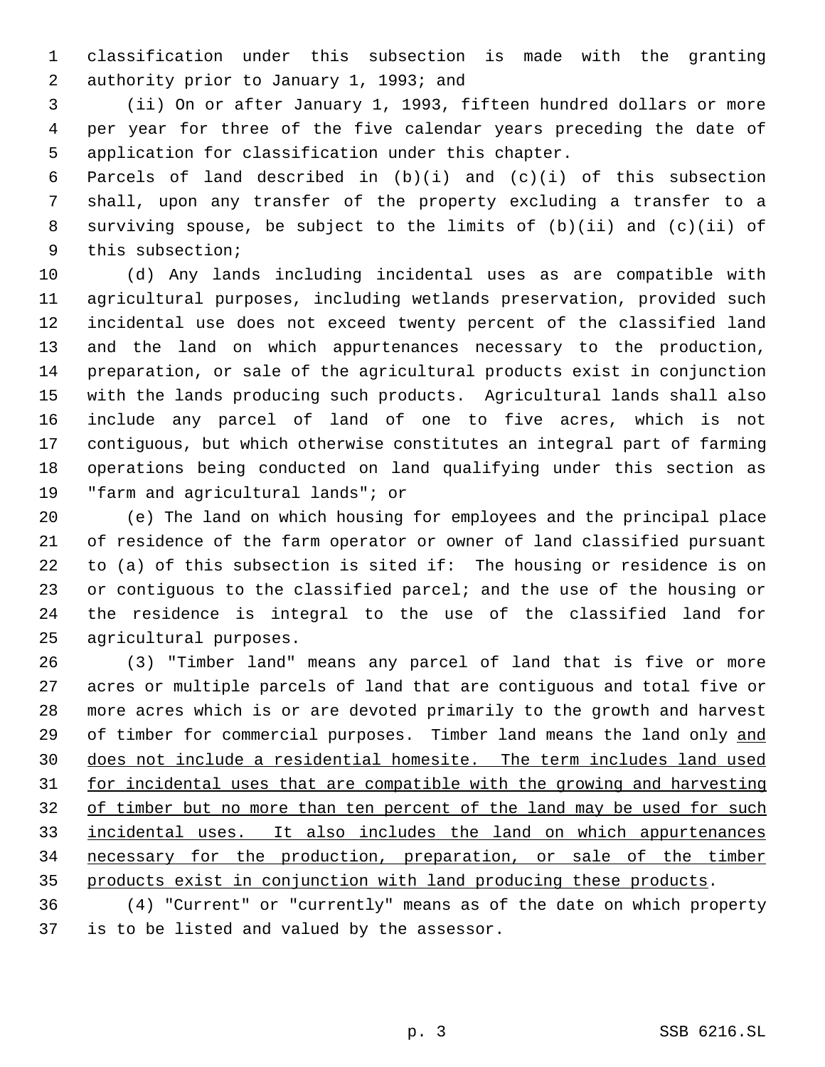classification under this subsection is made with the granting authority prior to January 1, 1993; and

(ii) On or after January 1, 1993, fifteen hundred dollars or more per year for three of the five calendar years preceding the date of application for classification under this chapter.

Parcels of land described in (b)(i) and (c)(i) of this subsection shall, upon any transfer of the property excluding a transfer to a surviving spouse, be subject to the limits of (b)(ii) and (c)(ii) of this subsection;

(d) Any lands including incidental uses as are compatible with agricultural purposes, including wetlands preservation, provided such incidental use does not exceed twenty percent of the classified land and the land on which appurtenances necessary to the production, preparation, or sale of the agricultural products exist in conjunction with the lands producing such products. Agricultural lands shall also include any parcel of land of one to five acres, which is not contiguous, but which otherwise constitutes an integral part of farming operations being conducted on land qualifying under this section as "farm and agricultural lands"; or

(e) The land on which housing for employees and the principal place of residence of the farm operator or owner of land classified pursuant to (a) of this subsection is sited if: The housing or residence is on or contiguous to the classified parcel; and the use of the housing or the residence is integral to the use of the classified land for agricultural purposes.

(3) "Timber land" means any parcel of land that is five or more acres or multiple parcels of land that are contiguous and total five or more acres which is or are devoted primarily to the growth and harvest of timber for commercial purposes. Timber land means the land only <u>and does not include a residential homesite. The term includes land used for incidental uses that are compatible with the growing and harvesting of timber but no more than ten percent of the land may be used for such incidental uses. It also includes the land on which appurtenances necessary for the production, preparation, or sale of the timber products exist in conjunction with land producing these products</u>.

(4) "Current" or "currently" means as of the date on which property is to be listed and valued by the assessor.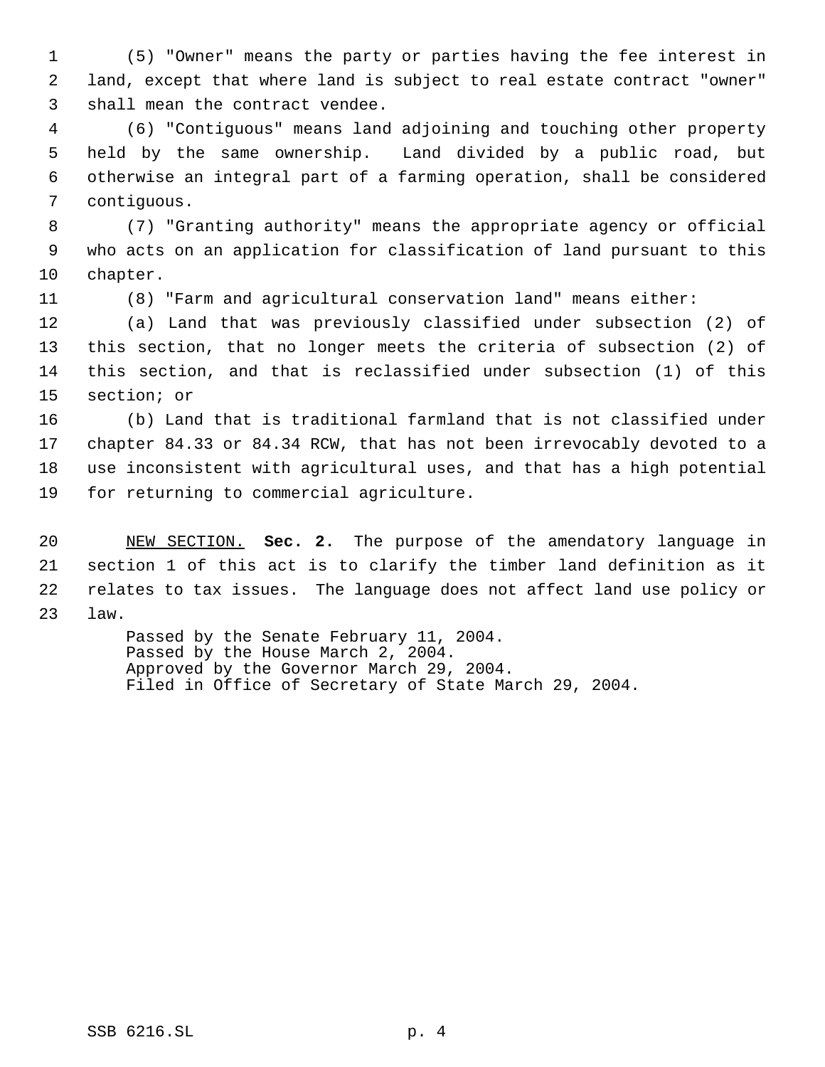(5) "Owner" means the party or parties having the fee interest in land, except that where land is subject to real estate contract "owner" shall mean the contract vendee.

(6) "Contiguous" means land adjoining and touching other property held by the same ownership. Land divided by a public road, but otherwise an integral part of a farming operation, shall be considered contiguous.

(7) "Granting authority" means the appropriate agency or official who acts on an application for classification of land pursuant to this chapter.

(8) "Farm and agricultural conservation land" means either:

(a) Land that was previously classified under subsection (2) of this section, that no longer meets the criteria of subsection (2) of this section, and that is reclassified under subsection (1) of this section; or

(b) Land that is traditional farmland that is not classified under chapter 84.33 or 84.34 RCW, that has not been irrevocably devoted to a use inconsistent with agricultural uses, and that has a high potential for returning to commercial agriculture.

NEW SECTION. **Sec. 2.** The purpose of the amendatory language in section 1 of this act is to clarify the timber land definition as it relates to tax issues. The language does not affect land use policy or law.

Passed by the Senate February 11, 2004.
Passed by the House March 2, 2004.
Approved by the Governor March 29, 2004.
Filed in Office of Secretary of State March 29, 2004.